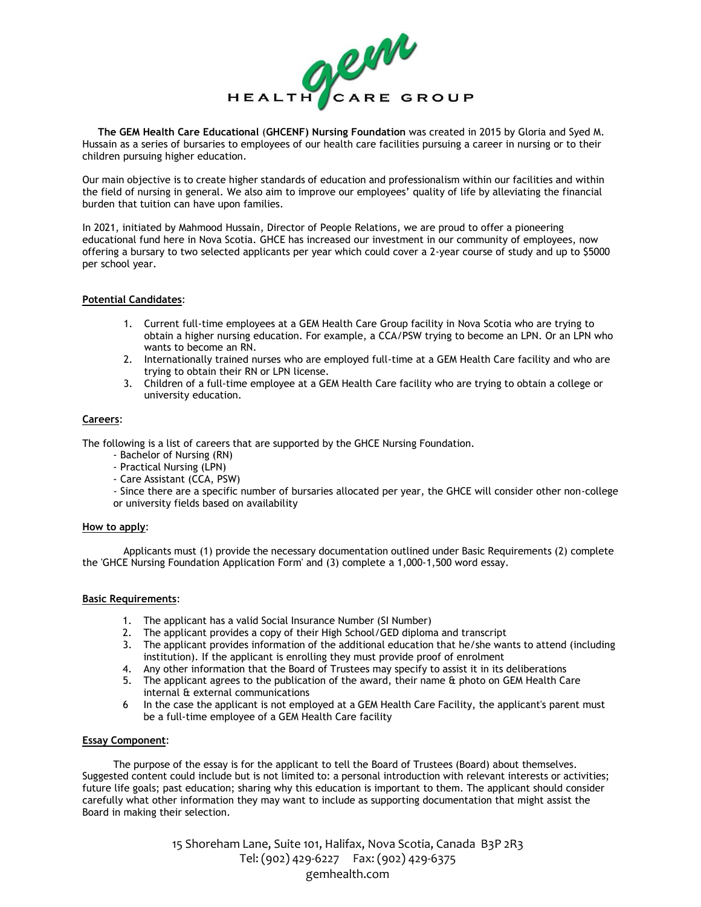**The GEM Health Care Educational (GHCENF) Nursing Foundation** was created in 2015 by Gloria and Syed M. Hussain as a series of bursaries to employees of our health care facilities pursuing a career in nursing or to their children pursuing higher education.

Our main objective is to create higher standards of education and professionalism within our facilities and within the field of nursing in general. We also aim to improve our employees' quality of life by alleviating the financial burden that tuition can have upon families.

In 2021, initiated by Mahmood Hussain, Director of People Relations, we are proud to offer a pioneering educational fund here in Nova Scotia. GHCE has increased our investment in our community of employees, now offering a bursary to two selected applicants per year which could cover a 2-year course of study and up to $5000 per school year.

## Potential Candidates:

1. Current full-time employees at a GEM Health Care Group facility in Nova Scotia who are trying to obtain a higher nursing education. For example, a CCA/PSW trying to become an LPN. Or an LPN who wants to become an RN.
2. Internationally trained nurses who are employed full-time at a GEM Health Care facility and who are trying to obtain their RN or LPN license.
3. Children of a full-time employee at a GEM Health Care facility who are trying to obtain a college or university education.

## Careers:

The following is a list of careers that are supported by the GHCE Nursing Foundation.

- Bachelor of Nursing (RN)
- Practical Nursing (LPN)
- Care Assistant (CCA, PSW)
- Since there are a specific number of bursaries allocated per year, the GHCE will consider other non-college or university fields based on availability

## How to apply:

Applicants must (1) provide the necessary documentation outlined under Basic Requirements (2) complete the 'GHCE Nursing Foundation Application Form' and (3) complete a 1,000-1,500 word essay.

## Basic Requirements:

1. The applicant has a valid Social Insurance Number (SI Number)
2. The applicant provides a copy of their High School/GED diploma and transcript
3. The applicant provides information of the additional education that he/she wants to attend (including institution). If the applicant is enrolling they must provide proof of enrolment
4. Any other information that the Board of Trustees may specify to assist it in its deliberations
5. The applicant agrees to the publication of the award, their name & photo on GEM Health Care internal & external communications
6. In the case the applicant is not employed at a GEM Health Care Facility, the applicant's parent must be a full-time employee of a GEM Health Care facility

## Essay Component:

The purpose of the essay is for the applicant to tell the Board of Trustees (Board) about themselves. Suggested content could include but is not limited to: a personal introduction with relevant interests or activities; future life goals; past education; sharing why this education is important to them. The applicant should consider carefully what other information they may want to include as supporting documentation that might assist the Board in making their selection.

15 Shoreham Lane, Suite 101, Halifax, Nova Scotia, Canada B3P 2R3
Tel: (902) 429-6227 Fax: (902) 429-6375
gemhealth.com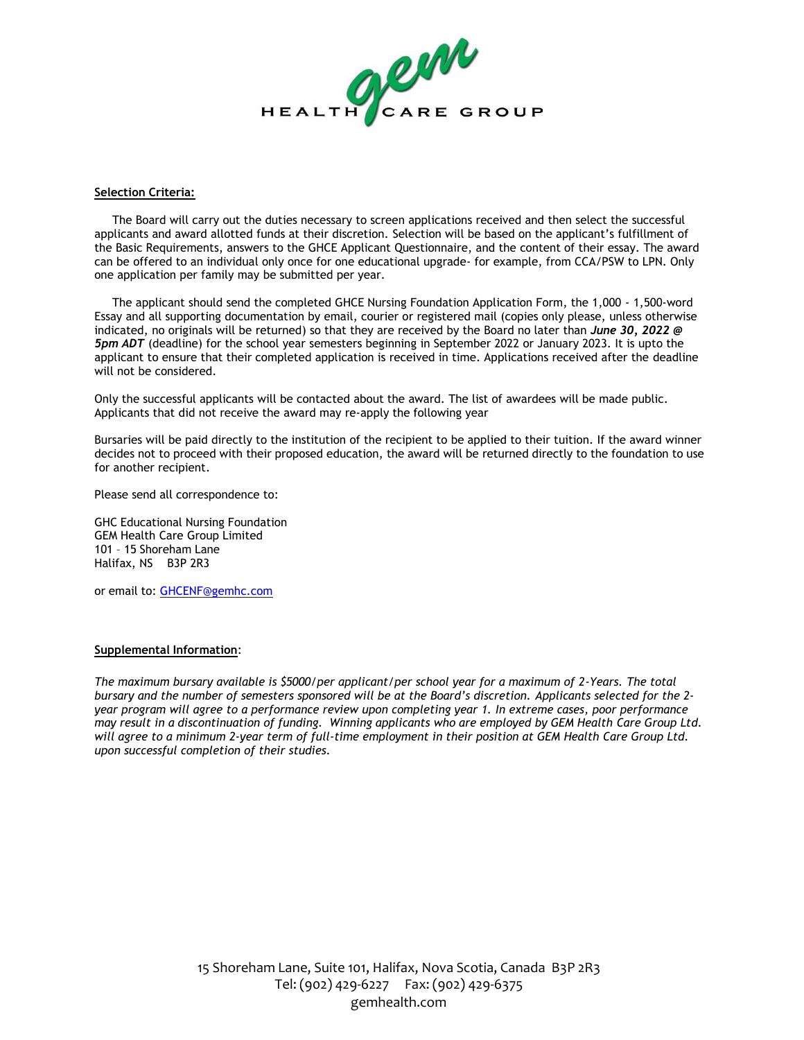**Selection Criteria:**

The Board will carry out the duties necessary to screen applications received and then select the successful applicants and award allotted funds at their discretion. Selection will be based on the applicant's fulfillment of the Basic Requirements, answers to the GHCE Applicant Questionnaire, and the content of their essay. The award can be offered to an individual only once for one educational upgrade- for example, from CCA/PSW to LPN. Only one application per family may be submitted per year.

The applicant should send the completed GHCE Nursing Foundation Application Form, the 1,000 - 1,500-word Essay and all supporting documentation by email, courier or registered mail (copies only please, unless otherwise indicated, no originals will be returned) so that they are received by the Board no later than ***June 30, 2022 @ 5pm ADT*** (deadline) for the school year semesters beginning in September 2022 or January 2023. It is upto the applicant to ensure that their completed application is received in time. Applications received after the deadline will not be considered.

Only the successful applicants will be contacted about the award. The list of awardees will be made public. Applicants that did not receive the award may re-apply the following year

Bursaries will be paid directly to the institution of the recipient to be applied to their tuition. If the award winner decides not to proceed with their proposed education, the award will be returned directly to the foundation to use for another recipient.

Please send all correspondence to:

GHC Educational Nursing Foundation
GEM Health Care Group Limited
101 – 15 Shoreham Lane
Halifax, NS B3P 2R3

or email to: GHCENF@gemhc.com

**Supplemental Information**:

*The maximum bursary available is $5000/per applicant/per school year for a maximum of 2-Years. The total bursary and the number of semesters sponsored will be at the Board's discretion. Applicants selected for the 2-year program will agree to a performance review upon completing year 1. In extreme cases, poor performance may result in a discontinuation of funding. Winning applicants who are employed by GEM Health Care Group Ltd. will agree to a minimum 2-year term of full-time employment in their position at GEM Health Care Group Ltd. upon successful completion of their studies.*